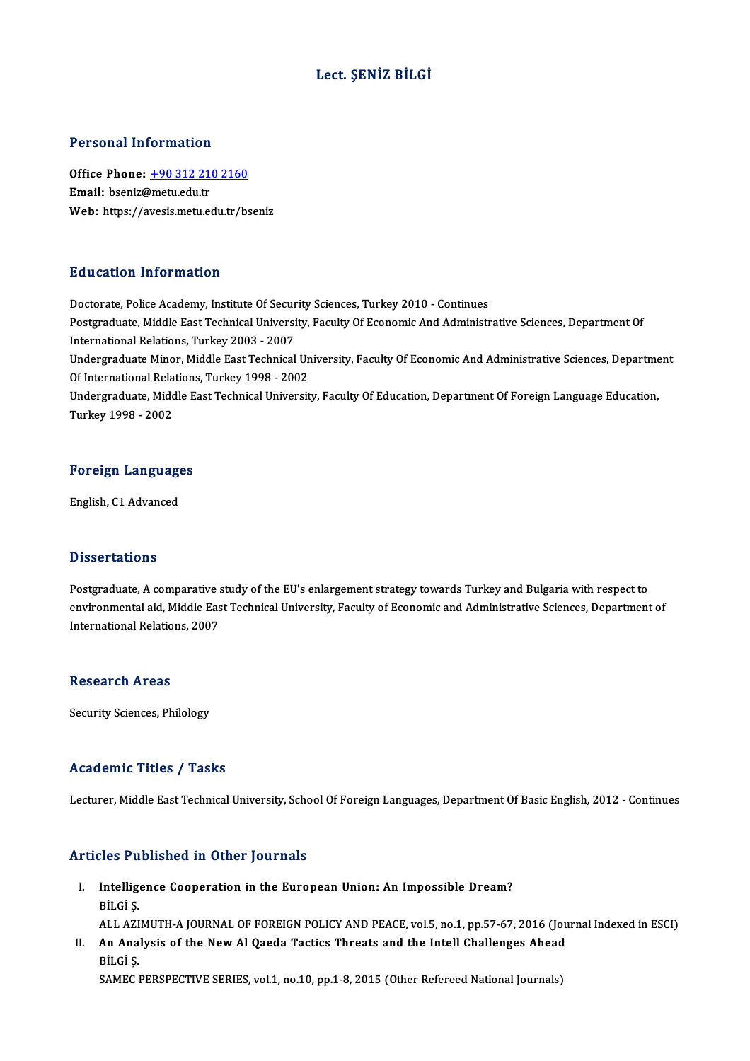# Lect. ŞENİZ BİLGİ

## Personal Information

**Office Phone:** +90 312 210 2160
**Email:** bseniz@metu.edu.tr
**Web:** https://avesis.metu.edu.tr/bseniz

## Education Information

Doctorate, Police Academy, Institute Of Security Sciences, Turkey 2010 - Continues
Postgraduate, Middle East Technical University, Faculty Of Economic And Administrative Sciences, Department Of International Relations, Turkey 2003 - 2007
Undergraduate Minor, Middle East Technical University, Faculty Of Economic And Administrative Sciences, Department Of International Relations, Turkey 1998 - 2002
Undergraduate, Middle East Technical University, Faculty Of Education, Department Of Foreign Language Education, Turkey 1998 - 2002

## Foreign Languages

English, C1 Advanced

## Dissertations

Postgraduate, A comparative study of the EU's enlargement strategy towards Turkey and Bulgaria with respect to environmental aid, Middle East Technical University, Faculty of Economic and Administrative Sciences, Department of International Relations, 2007

## Research Areas

Security Sciences, Philology

## Academic Titles / Tasks

Lecturer, Middle East Technical University, School Of Foreign Languages, Department Of Basic English, 2012 - Continues

## Articles Published in Other Journals

I. **Intelligence Cooperation in the European Union: An Impossible Dream?**
   BİLGİ Ş.
   ALL AZIMUTH-A JOURNAL OF FOREIGN POLICY AND PEACE, vol.5, no.1, pp.57-67, 2016 (Journal Indexed in ESCI)
II. **An Analysis of the New Al Qaeda Tactics Threats and the Intell Challenges Ahead**
   BİLGİ Ş.
   SAMEC PERSPECTIVE SERIES, vol.1, no.10, pp.1-8, 2015 (Other Refereed National Journals)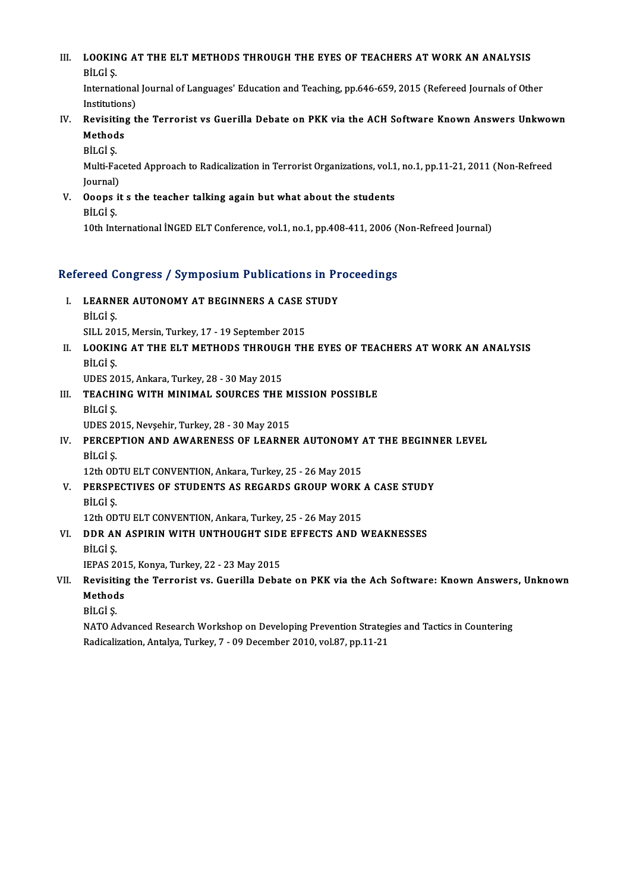III. **LOOKING AT THE ELT METHODS THROUGH THE EYES OF TEACHERS AT WORK AN ANALYSIS**
BİLGİ Ş.
International Journal of Languages' Education and Teaching, pp.646-659, 2015 (Refereed Journals of Other Institutions)

IV. **Revisiting the Terrorist vs Guerilla Debate on PKK via the ACH Software Known Answers Unkwown Methods**
BİLGİ Ş.
Multi-Faceted Approach to Radicalization in Terrorist Organizations, vol.1, no.1, pp.11-21, 2011 (Non-Refreed Journal)

V. **Ooops it s the teacher talking again but what about the students**
BİLGİ Ş.
10th International İNGED ELT Conference, vol.1, no.1, pp.408-411, 2006 (Non-Refreed Journal)

## Refereed Congress / Symposium Publications in Proceedings

I. **LEARNER AUTONOMY AT BEGINNERS A CASE STUDY**
BİLGİ Ş.
SILL 2015, Mersin, Turkey, 17 - 19 September 2015

II. **LOOKING AT THE ELT METHODS THROUGH THE EYES OF TEACHERS AT WORK AN ANALYSIS**
BİLGİ Ş.
UDES 2015, Ankara, Turkey, 28 - 30 May 2015

III. **TEACHING WITH MINIMAL SOURCES THE MISSION POSSIBLE**
BİLGİ Ş.
UDES 2015, Nevşehir, Turkey, 28 - 30 May 2015

IV. **PERCEPTION AND AWARENESS OF LEARNER AUTONOMY AT THE BEGINNER LEVEL**
BİLGİ Ş.
12th ODTU ELT CONVENTION, Ankara, Turkey, 25 - 26 May 2015

V. **PERSPECTIVES OF STUDENTS AS REGARDS GROUP WORK A CASE STUDY**
BİLGİ Ş.
12th ODTU ELT CONVENTION, Ankara, Turkey, 25 - 26 May 2015

VI. **DDR AN ASPIRIN WITH UNTHOUGHT SIDE EFFECTS AND WEAKNESSES**
BİLGİ Ş.
IEPAS 2015, Konya, Turkey, 22 - 23 May 2015

VII. **Revisiting the Terrorist vs. Guerilla Debate on PKK via the Ach Software: Known Answers, Unknown Methods**
BİLGİ Ş.
NATO Advanced Research Workshop on Developing Prevention Strategies and Tactics in Countering Radicalization, Antalya, Turkey, 7 - 09 December 2010, vol.87, pp.11-21